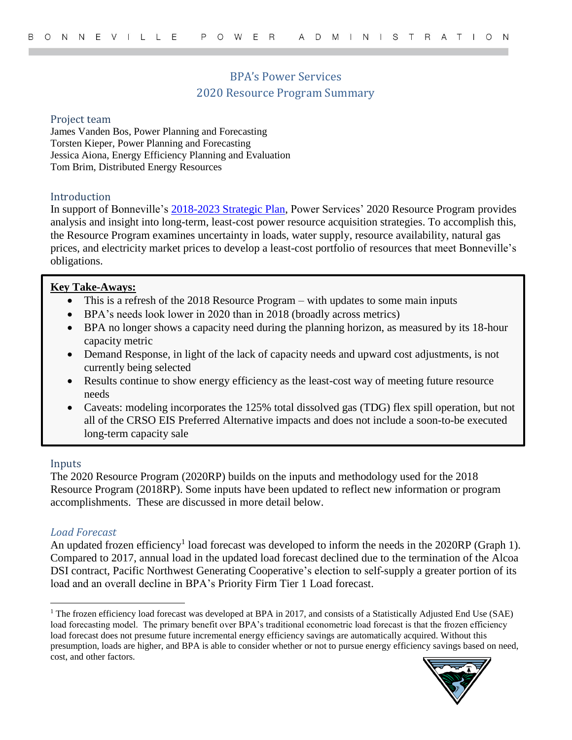# BPA's Power Services
## 2020 Resource Program Summary

### Project team

James Vanden Bos, Power Planning and Forecasting
Torsten Kieper, Power Planning and Forecasting
Jessica Aiona, Energy Efficiency Planning and Evaluation
Tom Brim, Distributed Energy Resources

### Introduction

In support of Bonneville's [2018-2023 Strategic Plan](), Power Services' 2020 Resource Program provides analysis and insight into long-term, least-cost power resource acquisition strategies. To accomplish this, the Resource Program examines uncertainty in loads, water supply, resource availability, natural gas prices, and electricity market prices to develop a least-cost portfolio of resources that meet Bonneville's obligations.

**Key Take-Aways:**

- This is a refresh of the 2018 Resource Program – with updates to some main inputs
- BPA's needs look lower in 2020 than in 2018 (broadly across metrics)
- BPA no longer shows a capacity need during the planning horizon, as measured by its 18-hour capacity metric
- Demand Response, in light of the lack of capacity needs and upward cost adjustments, is not currently being selected
- Results continue to show energy efficiency as the least-cost way of meeting future resource needs
- Caveats: modeling incorporates the 125% total dissolved gas (TDG) flex spill operation, but not all of the CRSO EIS Preferred Alternative impacts and does not include a soon-to-be executed long-term capacity sale

### Inputs

The 2020 Resource Program (2020RP) builds on the inputs and methodology used for the 2018 Resource Program (2018RP). Some inputs have been updated to reflect new information or program accomplishments. These are discussed in more detail below.

#### *Load Forecast*

An updated frozen efficiency[1] load forecast was developed to inform the needs in the 2020RP (Graph 1). Compared to 2017, annual load in the updated load forecast declined due to the termination of the Alcoa DSI contract, Pacific Northwest Generating Cooperative's election to self-supply a greater portion of its load and an overall decline in BPA's Priority Firm Tier 1 Load forecast.

---

[1] The frozen efficiency load forecast was developed at BPA in 2017, and consists of a Statistically Adjusted End Use (SAE) load forecasting model. The primary benefit over BPA's traditional econometric load forecast is that the frozen efficiency load forecast does not presume future incremental energy efficiency savings are automatically acquired. Without this presumption, loads are higher, and BPA is able to consider whether or not to pursue energy efficiency savings based on need, cost, and other factors.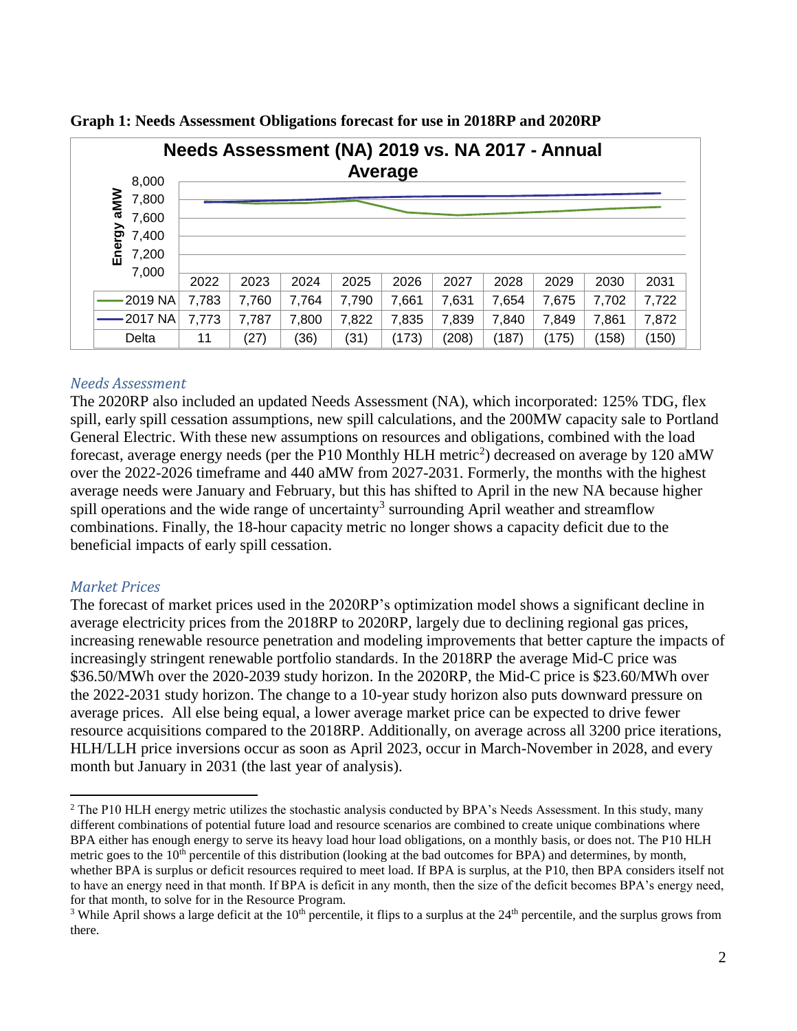**Graph 1: Needs Assessment Obligations forecast for use in 2018RP and 2020RP**

**Needs Assessment (NA) 2019 vs. NA 2017 - Annual Average**

|  | 2022 | 2023 | 2024 | 2025 | 2026 | 2027 | 2028 | 2029 | 2030 | 2031 |
|---|---|---|---|---|---|---|---|---|---|---|
| 2019 NA | 7,783 | 7,760 | 7,764 | 7,790 | 7,661 | 7,631 | 7,654 | 7,675 | 7,702 | 7,722 |
| 2017 NA | 7,773 | 7,787 | 7,800 | 7,822 | 7,835 | 7,839 | 7,840 | 7,849 | 7,861 | 7,872 |
| Delta | 11 | (27) | (36) | (31) | (173) | (208) | (187) | (175) | (158) | (150) |

### *Needs Assessment*

The 2020RP also included an updated Needs Assessment (NA), which incorporated: 125% TDG, flex spill, early spill cessation assumptions, new spill calculations, and the 200MW capacity sale to Portland General Electric. With these new assumptions on resources and obligations, combined with the load forecast, average energy needs (per the P10 Monthly HLH metric[2]) decreased on average by 120 aMW over the 2022-2026 timeframe and 440 aMW from 2027-2031. Formerly, the months with the highest average needs were January and February, but this has shifted to April in the new NA because higher spill operations and the wide range of uncertainty[3] surrounding April weather and streamflow combinations. Finally, the 18-hour capacity metric no longer shows a capacity deficit due to the beneficial impacts of early spill cessation.

### *Market Prices*

The forecast of market prices used in the 2020RP's optimization model shows a significant decline in average electricity prices from the 2018RP to 2020RP, largely due to declining regional gas prices, increasing renewable resource penetration and modeling improvements that better capture the impacts of increasingly stringent renewable portfolio standards. In the 2018RP the average Mid-C price was $36.50/MWh over the 2020-2039 study horizon. In the 2020RP, the Mid-C price is $23.60/MWh over the 2022-2031 study horizon. The change to a 10-year study horizon also puts downward pressure on average prices. All else being equal, a lower average market price can be expected to drive fewer resource acquisitions compared to the 2018RP. Additionally, on average across all 3200 price iterations, HLH/LLH price inversions occur as soon as April 2023, occur in March-November in 2028, and every month but January in 2031 (the last year of analysis).

---

[2] The P10 HLH energy metric utilizes the stochastic analysis conducted by BPA's Needs Assessment. In this study, many different combinations of potential future load and resource scenarios are combined to create unique combinations where BPA either has enough energy to serve its heavy load hour load obligations, on a monthly basis, or does not. The P10 HLH metric goes to the 10th percentile of this distribution (looking at the bad outcomes for BPA) and determines, by month, whether BPA is surplus or deficit resources required to meet load. If BPA is surplus, at the P10, then BPA considers itself not to have an energy need in that month. If BPA is deficit in any month, then the size of the deficit becomes BPA's energy need, for that month, to solve for in the Resource Program.

[3] While April shows a large deficit at the 10th percentile, it flips to a surplus at the 24th percentile, and the surplus grows from there.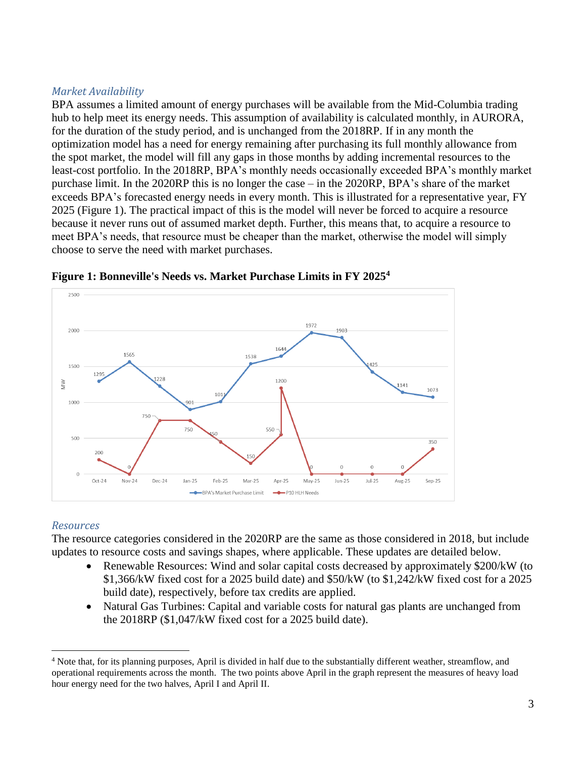### *Market Availability*

BPA assumes a limited amount of energy purchases will be available from the Mid-Columbia trading hub to help meet its energy needs. This assumption of availability is calculated monthly, in AURORA, for the duration of the study period, and is unchanged from the 2018RP. If in any month the optimization model has a need for energy remaining after purchasing its full monthly allowance from the spot market, the model will fill any gaps in those months by adding incremental resources to the least-cost portfolio. In the 2018RP, BPA's monthly needs occasionally exceeded BPA's monthly market purchase limit. In the 2020RP this is no longer the case – in the 2020RP, BPA's share of the market exceeds BPA's forecasted energy needs in every month. This is illustrated for a representative year, FY 2025 (Figure 1). The practical impact of this is the model will never be forced to acquire a resource because it never runs out of assumed market depth. Further, this means that, to acquire a resource to meet BPA's needs, that resource must be cheaper than the market, otherwise the model will simply choose to serve the need with market purchases.

**Figure 1: Bonneville's Needs vs. Market Purchase Limits in FY 2025[4]**

| Month | BPA's Market Purchase Limit (MW) | P10 HLH Needs (MW) |
|---|---|---|
| Oct-24 | 1295 | 200 |
| Nov-24 | 1565 | 0 |
| Dec-24 | 1228 | 750 |
| Jan-25 | 901 | 750 |
| Feb-25 | 1011 | 450 |
| Mar-25 | 1538 | 150 |
| Apr-25 | 1644 | 550 / 1200 |
| May-25 | 1972 | 0 |
| Jun-25 | 1903 | 0 |
| Jul-25 | 1425 | 0 |
| Aug-25 | 1141 | 0 |
| Sep-25 | 1073 | 350 |

### *Resources*

The resource categories considered in the 2020RP are the same as those considered in 2018, but include updates to resource costs and savings shapes, where applicable. These updates are detailed below.

- Renewable Resources: Wind and solar capital costs decreased by approximately $200/kW (to $1,366/kW fixed cost for a 2025 build date) and $50/kW (to $1,242/kW fixed cost for a 2025 build date), respectively, before tax credits are applied.
- Natural Gas Turbines: Capital and variable costs for natural gas plants are unchanged from the 2018RP ($1,047/kW fixed cost for a 2025 build date).

---

[4] Note that, for its planning purposes, April is divided in half due to the substantially different weather, streamflow, and operational requirements across the month. The two points above April in the graph represent the measures of heavy load hour energy need for the two halves, April I and April II.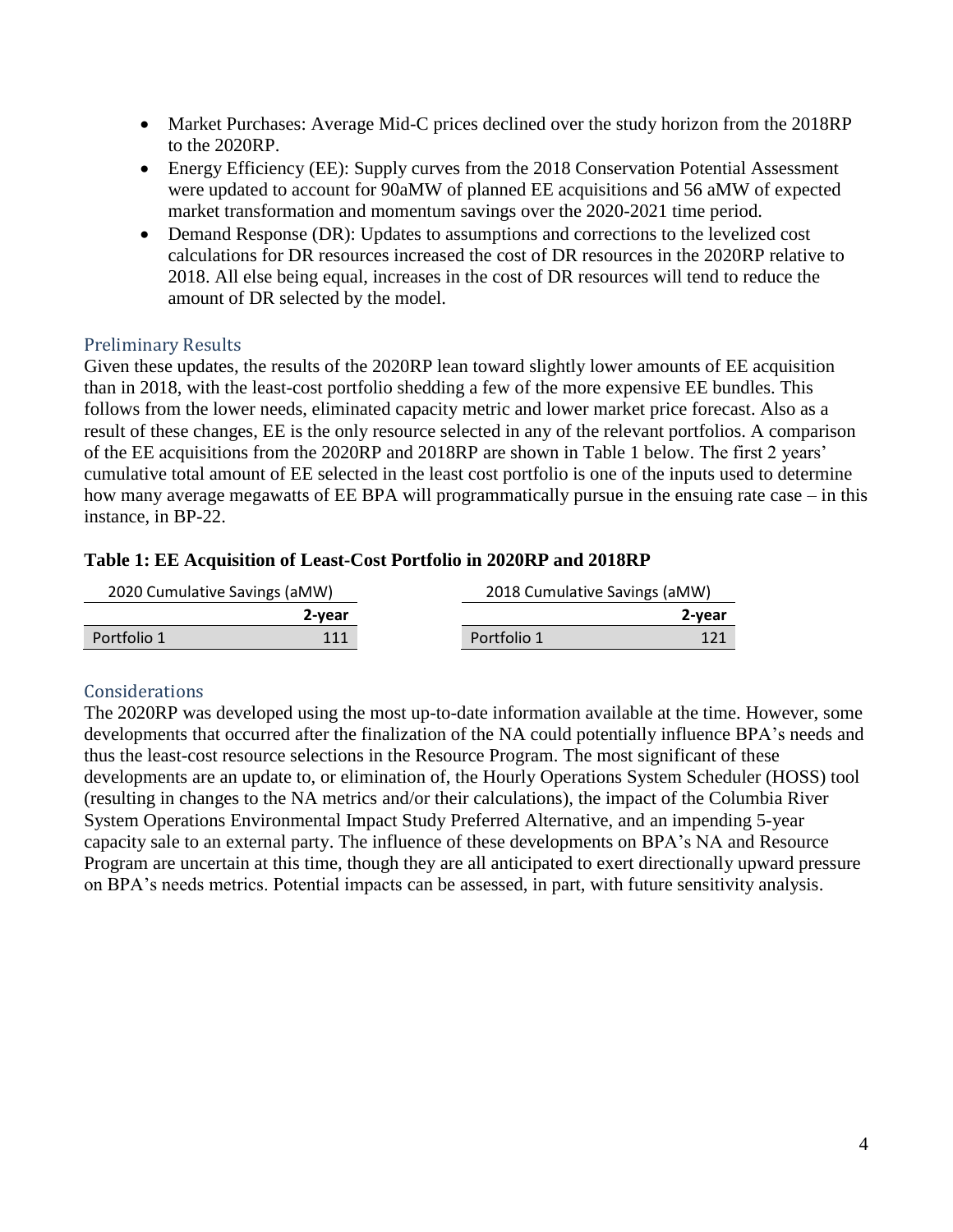- Market Purchases: Average Mid-C prices declined over the study horizon from the 2018RP to the 2020RP.
- Energy Efficiency (EE): Supply curves from the 2018 Conservation Potential Assessment were updated to account for 90aMW of planned EE acquisitions and 56 aMW of expected market transformation and momentum savings over the 2020-2021 time period.
- Demand Response (DR): Updates to assumptions and corrections to the levelized cost calculations for DR resources increased the cost of DR resources in the 2020RP relative to 2018. All else being equal, increases in the cost of DR resources will tend to reduce the amount of DR selected by the model.

## Preliminary Results

Given these updates, the results of the 2020RP lean toward slightly lower amounts of EE acquisition than in 2018, with the least-cost portfolio shedding a few of the more expensive EE bundles. This follows from the lower needs, eliminated capacity metric and lower market price forecast. Also as a result of these changes, EE is the only resource selected in any of the relevant portfolios. A comparison of the EE acquisitions from the 2020RP and 2018RP are shown in Table 1 below. The first 2 years' cumulative total amount of EE selected in the least cost portfolio is one of the inputs used to determine how many average megawatts of EE BPA will programmatically pursue in the ensuing rate case – in this instance, in BP-22.

**Table 1: EE Acquisition of Least-Cost Portfolio in 2020RP and 2018RP**

| 2020 Cumulative Savings (aMW) | |
|---|---|
| | **2-year** |
| Portfolio 1 | 111 |

| 2018 Cumulative Savings (aMW) | |
|---|---|
| | **2-year** |
| Portfolio 1 | 121 |

## Considerations

The 2020RP was developed using the most up-to-date information available at the time. However, some developments that occurred after the finalization of the NA could potentially influence BPA's needs and thus the least-cost resource selections in the Resource Program. The most significant of these developments are an update to, or elimination of, the Hourly Operations System Scheduler (HOSS) tool (resulting in changes to the NA metrics and/or their calculations), the impact of the Columbia River System Operations Environmental Impact Study Preferred Alternative, and an impending 5-year capacity sale to an external party. The influence of these developments on BPA's NA and Resource Program are uncertain at this time, though they are all anticipated to exert directionally upward pressure on BPA's needs metrics. Potential impacts can be assessed, in part, with future sensitivity analysis.